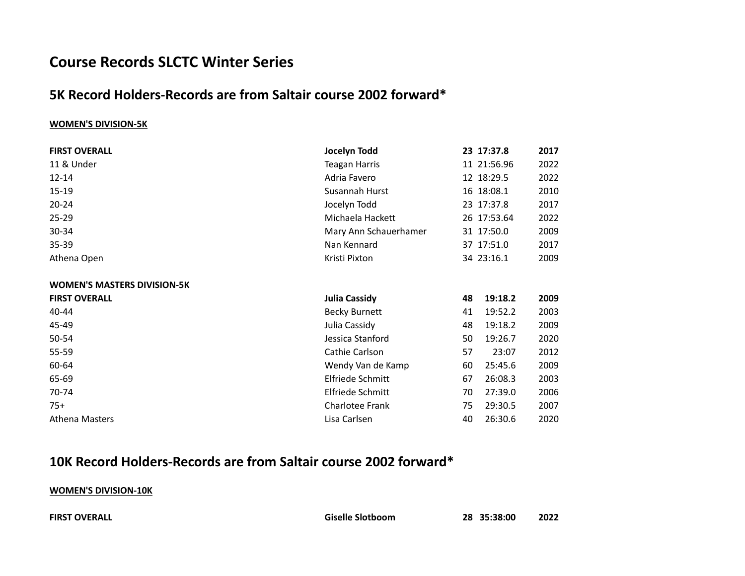# Course Records SLCTC Winter Series

## 5K Record Holders-Records are from Saltair course 2002 forward*

**WOMEN'S DIVISION-5K**

| | | | | |
|---|---|---|---|---|
| **FIRST OVERALL** | **Jocelyn Todd** | **23** | **17:37.8** | **2017** |
| 11 & Under | Teagan Harris | 11 | 21:56.96 | 2022 |
| 12-14 | Adria Favero | 12 | 18:29.5 | 2022 |
| 15-19 | Susannah Hurst | 16 | 18:08.1 | 2010 |
| 20-24 | Jocelyn Todd | 23 | 17:37.8 | 2017 |
| 25-29 | Michaela Hackett | 26 | 17:53.64 | 2022 |
| 30-34 | Mary Ann Schauerhamer | 31 | 17:50.0 | 2009 |
| 35-39 | Nan Kennard | 37 | 17:51.0 | 2017 |
| Athena Open | Kristi Pixton | 34 | 23:16.1 | 2009 |

**WOMEN'S MASTERS DIVISION-5K**

| | | | | |
|---|---|---|---|---|
| **FIRST OVERALL** | **Julia Cassidy** | **48** | **19:18.2** | **2009** |
| 40-44 | Becky Burnett | 41 | 19:52.2 | 2003 |
| 45-49 | Julia Cassidy | 48 | 19:18.2 | 2009 |
| 50-54 | Jessica Stanford | 50 | 19:26.7 | 2020 |
| 55-59 | Cathie Carlson | 57 | 23:07 | 2012 |
| 60-64 | Wendy Van de Kamp | 60 | 25:45.6 | 2009 |
| 65-69 | Elfriede Schmitt | 67 | 26:08.3 | 2003 |
| 70-74 | Elfriede Schmitt | 70 | 27:39.0 | 2006 |
| 75+ | Charlotee Frank | 75 | 29:30.5 | 2007 |
| Athena Masters | Lisa Carlsen | 40 | 26:30.6 | 2020 |

## 10K Record Holders-Records are from Saltair course 2002 forward*

**WOMEN'S DIVISION-10K**

| | | | | |
|---|---|---|---|---|
| **FIRST OVERALL** | **Giselle Slotboom** | **28** | **35:38:00** | **2022** |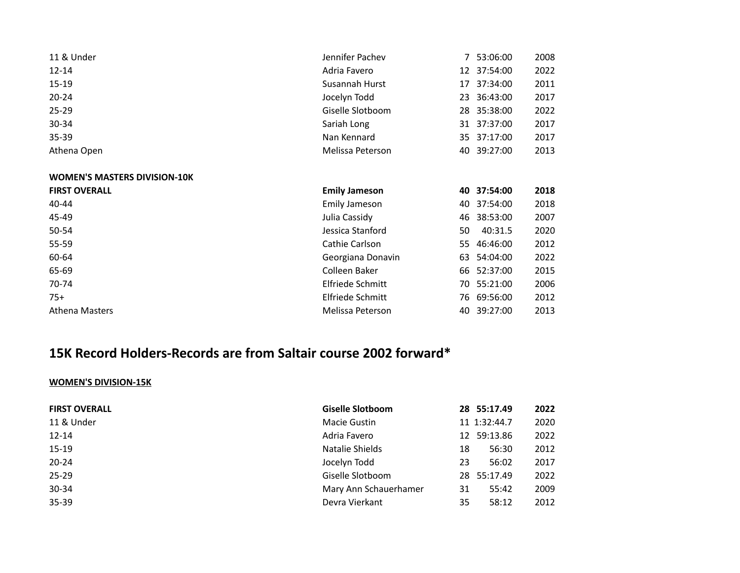| | | | | |
|---|---|---|---|---|
| 11 & Under | Jennifer Pachev | 7 | 53:06:00 | 2008 |
| 12-14 | Adria Favero | 12 | 37:54:00 | 2022 |
| 15-19 | Susannah Hurst | 17 | 37:34:00 | 2011 |
| 20-24 | Jocelyn Todd | 23 | 36:43:00 | 2017 |
| 25-29 | Giselle Slotboom | 28 | 35:38:00 | 2022 |
| 30-34 | Sariah Long | 31 | 37:37:00 | 2017 |
| 35-39 | Nan Kennard | 35 | 37:17:00 | 2017 |
| Athena Open | Melissa Peterson | 40 | 39:27:00 | 2013 |

**WOMEN'S MASTERS DIVISION-10K**

| | | | | |
|---|---|---|---|---|
| **FIRST OVERALL** | **Emily Jameson** | **40** | **37:54:00** | **2018** |
| 40-44 | Emily Jameson | 40 | 37:54:00 | 2018 |
| 45-49 | Julia Cassidy | 46 | 38:53:00 | 2007 |
| 50-54 | Jessica Stanford | 50 | 40:31.5 | 2020 |
| 55-59 | Cathie Carlson | 55 | 46:46:00 | 2012 |
| 60-64 | Georgiana Donavin | 63 | 54:04:00 | 2022 |
| 65-69 | Colleen Baker | 66 | 52:37:00 | 2015 |
| 70-74 | Elfriede Schmitt | 70 | 55:21:00 | 2006 |
| 75+ | Elfriede Schmitt | 76 | 69:56:00 | 2012 |
| Athena Masters | Melissa Peterson | 40 | 39:27:00 | 2013 |

## 15K Record Holders-Records are from Saltair course 2002 forward*

**WOMEN'S DIVISION-15K**

| | | | | |
|---|---|---|---|---|
| **FIRST OVERALL** | **Giselle Slotboom** | **28** | **55:17.49** | **2022** |
| 11 & Under | Macie Gustin | 11 | 1:32:44.7 | 2020 |
| 12-14 | Adria Favero | 12 | 59:13.86 | 2022 |
| 15-19 | Natalie Shields | 18 | 56:30 | 2012 |
| 20-24 | Jocelyn Todd | 23 | 56:02 | 2017 |
| 25-29 | Giselle Slotboom | 28 | 55:17.49 | 2022 |
| 30-34 | Mary Ann Schauerhamer | 31 | 55:42 | 2009 |
| 35-39 | Devra Vierkant | 35 | 58:12 | 2012 |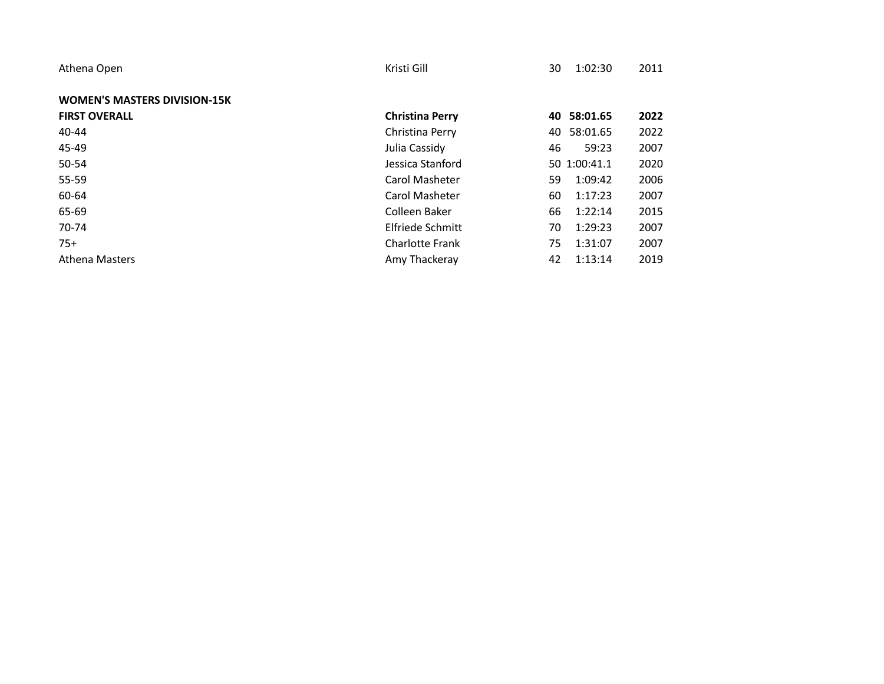| | | | | |
|---|---|---|---|---|
| Athena Open | Kristi Gill | 30 | 1:02:30 | 2011 |
| | | | | |
| **WOMEN'S MASTERS DIVISION-15K** | | | | |
| **FIRST OVERALL** | **Christina Perry** | **40** | **58:01.65** | **2022** |
| 40-44 | Christina Perry | 40 | 58:01.65 | 2022 |
| 45-49 | Julia Cassidy | 46 | 59:23 | 2007 |
| 50-54 | Jessica Stanford | 50 | 1:00:41.1 | 2020 |
| 55-59 | Carol Masheter | 59 | 1:09:42 | 2006 |
| 60-64 | Carol Masheter | 60 | 1:17:23 | 2007 |
| 65-69 | Colleen Baker | 66 | 1:22:14 | 2015 |
| 70-74 | Elfriede Schmitt | 70 | 1:29:23 | 2007 |
| 75+ | Charlotte Frank | 75 | 1:31:07 | 2007 |
| Athena Masters | Amy Thackeray | 42 | 1:13:14 | 2019 |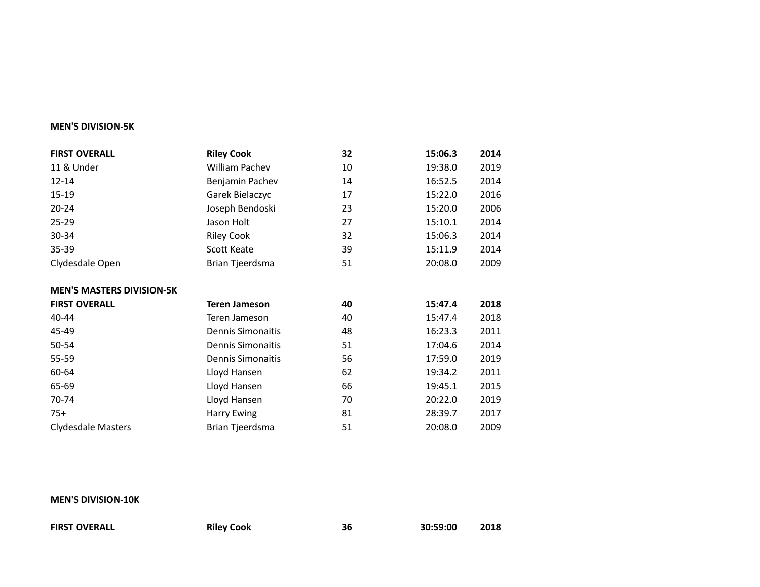**MEN'S DIVISION-5K**

| | | | | |
|---|---|---|---|---|
| **FIRST OVERALL** | **Riley Cook** | **32** | **15:06.3** | **2014** |
| 11 & Under | William Pachev | 10 | 19:38.0 | 2019 |
| 12-14 | Benjamin Pachev | 14 | 16:52.5 | 2014 |
| 15-19 | Garek Bielaczyc | 17 | 15:22.0 | 2016 |
| 20-24 | Joseph Bendoski | 23 | 15:20.0 | 2006 |
| 25-29 | Jason Holt | 27 | 15:10.1 | 2014 |
| 30-34 | Riley Cook | 32 | 15:06.3 | 2014 |
| 35-39 | Scott Keate | 39 | 15:11.9 | 2014 |
| Clydesdale Open | Brian Tjeerdsma | 51 | 20:08.0 | 2009 |

**MEN'S MASTERS DIVISION-5K**

| | | | | |
|---|---|---|---|---|
| **FIRST OVERALL** | **Teren Jameson** | **40** | **15:47.4** | **2018** |
| 40-44 | Teren Jameson | 40 | 15:47.4 | 2018 |
| 45-49 | Dennis Simonaitis | 48 | 16:23.3 | 2011 |
| 50-54 | Dennis Simonaitis | 51 | 17:04.6 | 2014 |
| 55-59 | Dennis Simonaitis | 56 | 17:59.0 | 2019 |
| 60-64 | Lloyd Hansen | 62 | 19:34.2 | 2011 |
| 65-69 | Lloyd Hansen | 66 | 19:45.1 | 2015 |
| 70-74 | Lloyd Hansen | 70 | 20:22.0 | 2019 |
| 75+ | Harry Ewing | 81 | 28:39.7 | 2017 |
| Clydesdale Masters | Brian Tjeerdsma | 51 | 20:08.0 | 2009 |

**MEN'S DIVISION-10K**

| | | | | |
|---|---|---|---|---|
| **FIRST OVERALL** | **Riley Cook** | **36** | **30:59:00** | **2018** |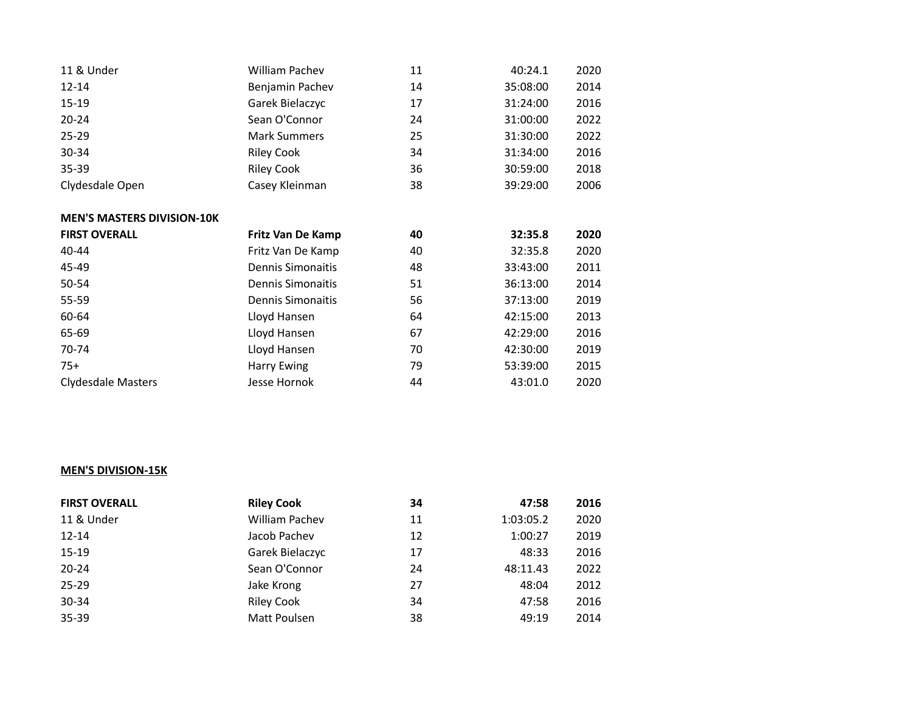| | | | | |
|---|---|---|---|---|
| 11 & Under | William Pachev | 11 | 40:24.1 | 2020 |
| 12-14 | Benjamin Pachev | 14 | 35:08:00 | 2014 |
| 15-19 | Garek Bielaczyc | 17 | 31:24:00 | 2016 |
| 20-24 | Sean O'Connor | 24 | 31:00:00 | 2022 |
| 25-29 | Mark Summers | 25 | 31:30:00 | 2022 |
| 30-34 | Riley Cook | 34 | 31:34:00 | 2016 |
| 35-39 | Riley Cook | 36 | 30:59:00 | 2018 |
| Clydesdale Open | Casey Kleinman | 38 | 39:29:00 | 2006 |

**MEN'S MASTERS DIVISION-10K**

| | | | | |
|---|---|---|---|---|
| **FIRST OVERALL** | **Fritz Van De Kamp** | **40** | **32:35.8** | **2020** |
| 40-44 | Fritz Van De Kamp | 40 | 32:35.8 | 2020 |
| 45-49 | Dennis Simonaitis | 48 | 33:43:00 | 2011 |
| 50-54 | Dennis Simonaitis | 51 | 36:13:00 | 2014 |
| 55-59 | Dennis Simonaitis | 56 | 37:13:00 | 2019 |
| 60-64 | Lloyd Hansen | 64 | 42:15:00 | 2013 |
| 65-69 | Lloyd Hansen | 67 | 42:29:00 | 2016 |
| 70-74 | Lloyd Hansen | 70 | 42:30:00 | 2019 |
| 75+ | Harry Ewing | 79 | 53:39:00 | 2015 |
| Clydesdale Masters | Jesse Hornok | 44 | 43:01.0 | 2020 |

**MEN'S DIVISION-15K**

| | | | | |
|---|---|---|---|---|
| **FIRST OVERALL** | **Riley Cook** | **34** | **47:58** | **2016** |
| 11 & Under | William Pachev | 11 | 1:03:05.2 | 2020 |
| 12-14 | Jacob Pachev | 12 | 1:00:27 | 2019 |
| 15-19 | Garek Bielaczyc | 17 | 48:33 | 2016 |
| 20-24 | Sean O'Connor | 24 | 48:11.43 | 2022 |
| 25-29 | Jake Krong | 27 | 48:04 | 2012 |
| 30-34 | Riley Cook | 34 | 47:58 | 2016 |
| 35-39 | Matt Poulsen | 38 | 49:19 | 2014 |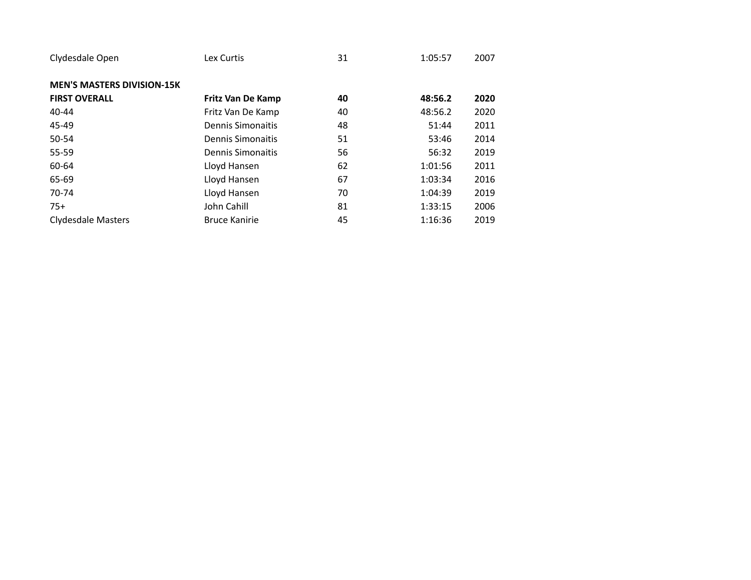| | | | | |
|---|---|---|---|---|
| Clydesdale Open | Lex Curtis | 31 | 1:05:57 | 2007 |
| | | | | |
| **MEN'S MASTERS DIVISION-15K** | | | | |
| **FIRST OVERALL** | **Fritz Van De Kamp** | **40** | **48:56.2** | **2020** |
| 40-44 | Fritz Van De Kamp | 40 | 48:56.2 | 2020 |
| 45-49 | Dennis Simonaitis | 48 | 51:44 | 2011 |
| 50-54 | Dennis Simonaitis | 51 | 53:46 | 2014 |
| 55-59 | Dennis Simonaitis | 56 | 56:32 | 2019 |
| 60-64 | Lloyd Hansen | 62 | 1:01:56 | 2011 |
| 65-69 | Lloyd Hansen | 67 | 1:03:34 | 2016 |
| 70-74 | Lloyd Hansen | 70 | 1:04:39 | 2019 |
| 75+ | John Cahill | 81 | 1:33:15 | 2006 |
| Clydesdale Masters | Bruce Kanirie | 45 | 1:16:36 | 2019 |